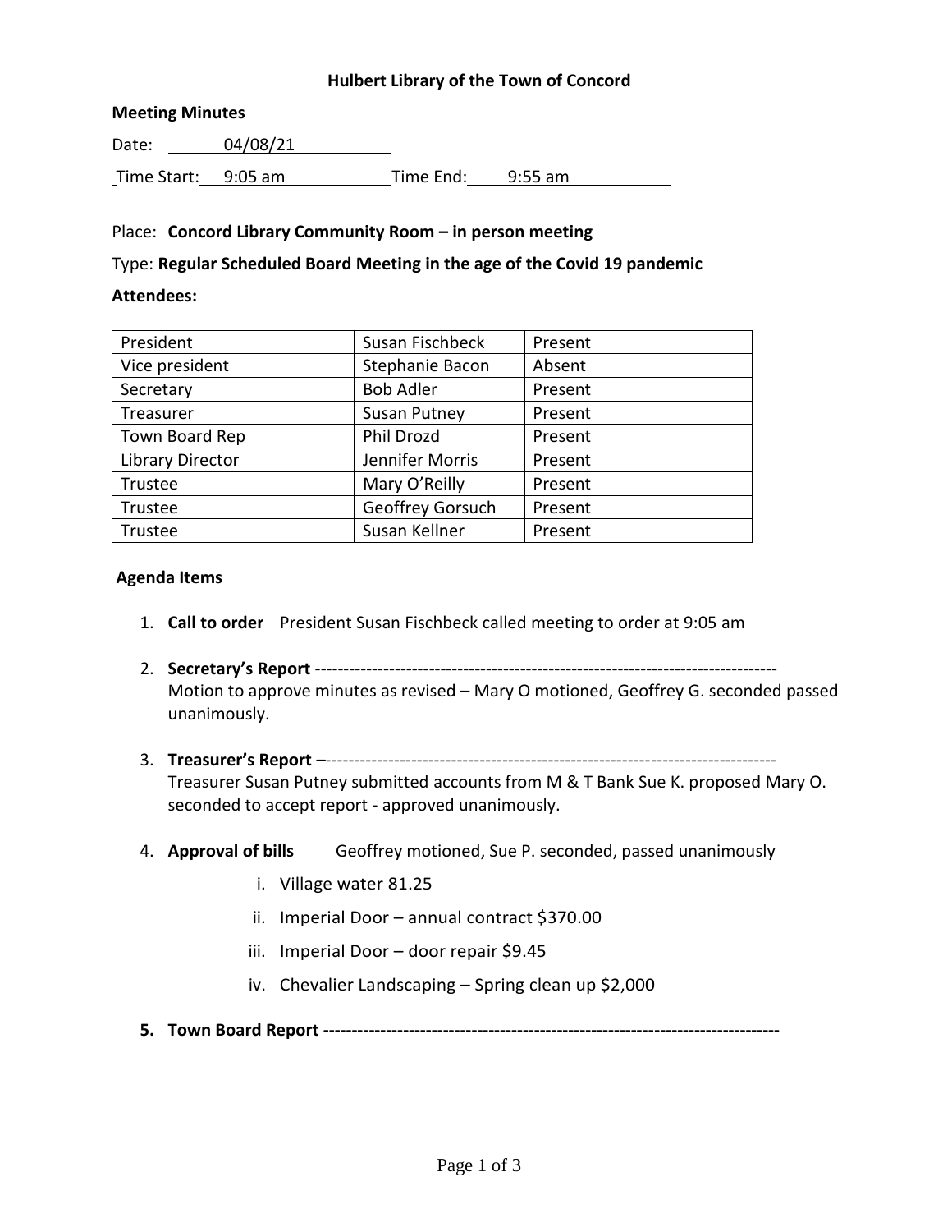# Hulbert Library of the Town of Concord

**Meeting Minutes**

Date: 04/08/21

Time Start: 9:05 am Time End: 9:55 am

Place: **Concord Library Community Room – in person meeting**

Type: **Regular Scheduled Board Meeting in the age of the Covid 19 pandemic**

**Attendees:**

| President | Susan Fischbeck | Present |
|---|---|---|
| Vice president | Stephanie Bacon | Absent |
| Secretary | Bob Adler | Present |
| Treasurer | Susan Putney | Present |
| Town Board Rep | Phil Drozd | Present |
| Library Director | Jennifer Morris | Present |
| Trustee | Mary O'Reilly | Present |
| Trustee | Geoffrey Gorsuch | Present |
| Trustee | Susan Kellner | Present |

**Agenda Items**

1. **Call to order** President Susan Fischbeck called meeting to order at 9:05 am

2. **Secretary's Report** --------------------------------------------------------------------------------
   Motion to approve minutes as revised – Mary O motioned, Geoffrey G. seconded passed unanimously.

3. **Treasurer's Report** –-----------------------------------------------------------------------------
   Treasurer Susan Putney submitted accounts from M & T Bank Sue K. proposed Mary O. seconded to accept report - approved unanimously.

4. **Approval of bills** Geoffrey motioned, Sue P. seconded, passed unanimously
   1. Village water 81.25
   2. Imperial Door – annual contract $370.00
   3. Imperial Door – door repair $9.45
   4. Chevalier Landscaping – Spring clean up $2,000

5. **Town Board Report ------------------------------------------------------------------------------**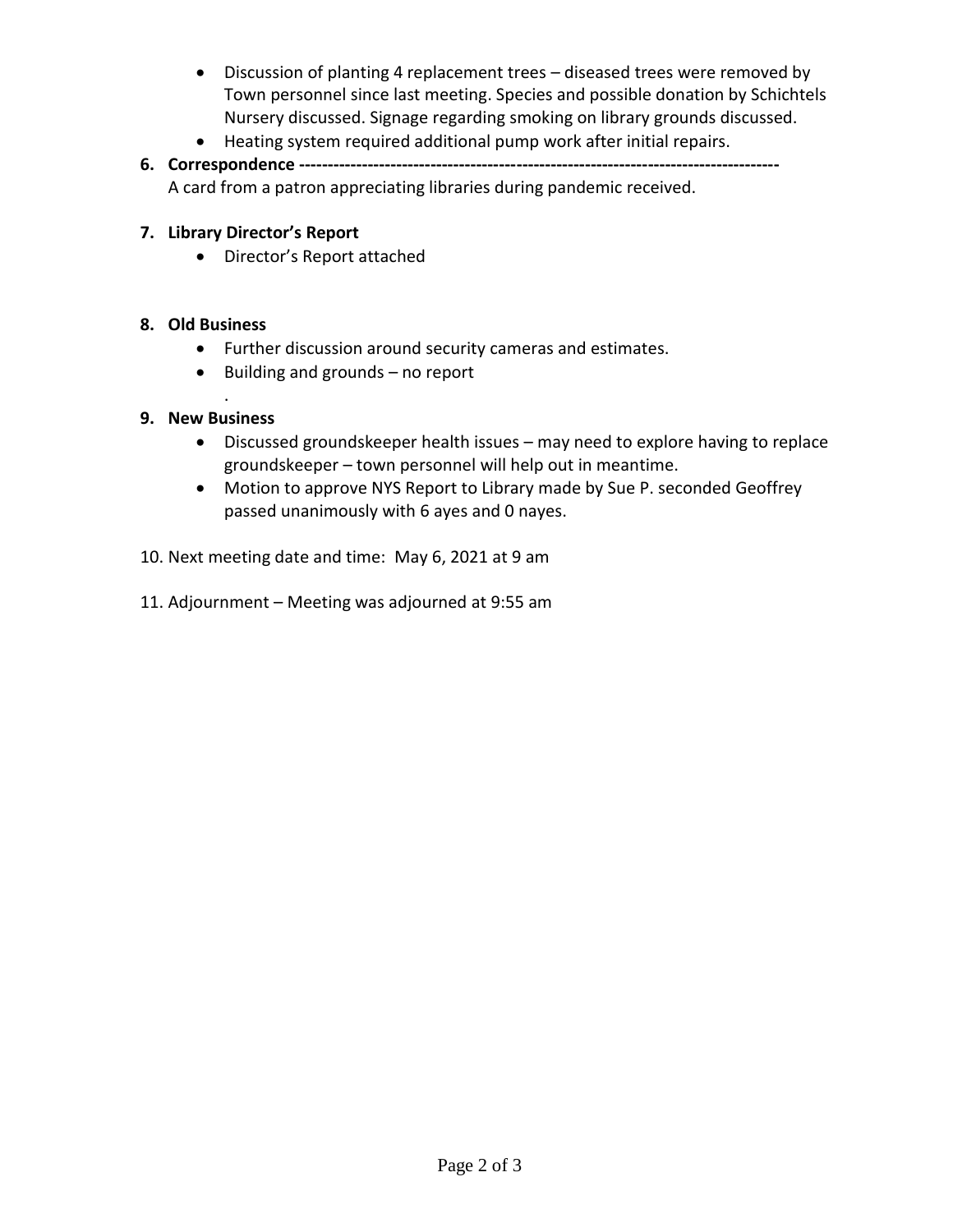- Discussion of planting 4 replacement trees – diseased trees were removed by Town personnel since last meeting. Species and possible donation by Schichtels Nursery discussed. Signage regarding smoking on library grounds discussed.
- Heating system required additional pump work after initial repairs.

**6. Correspondence** ------------------------------------------------------------------------------------

A card from a patron appreciating libraries during pandemic received.

**7. Library Director's Report**

- Director's Report attached

**8. Old Business**

- Further discussion around security cameras and estimates.
- Building and grounds – no report

.

**9. New Business**

- Discussed groundskeeper health issues – may need to explore having to replace groundskeeper – town personnel will help out in meantime.
- Motion to approve NYS Report to Library made by Sue P. seconded Geoffrey passed unanimously with 6 ayes and 0 nayes.

10. Next meeting date and time: May 6, 2021 at 9 am

11. Adjournment – Meeting was adjourned at 9:55 am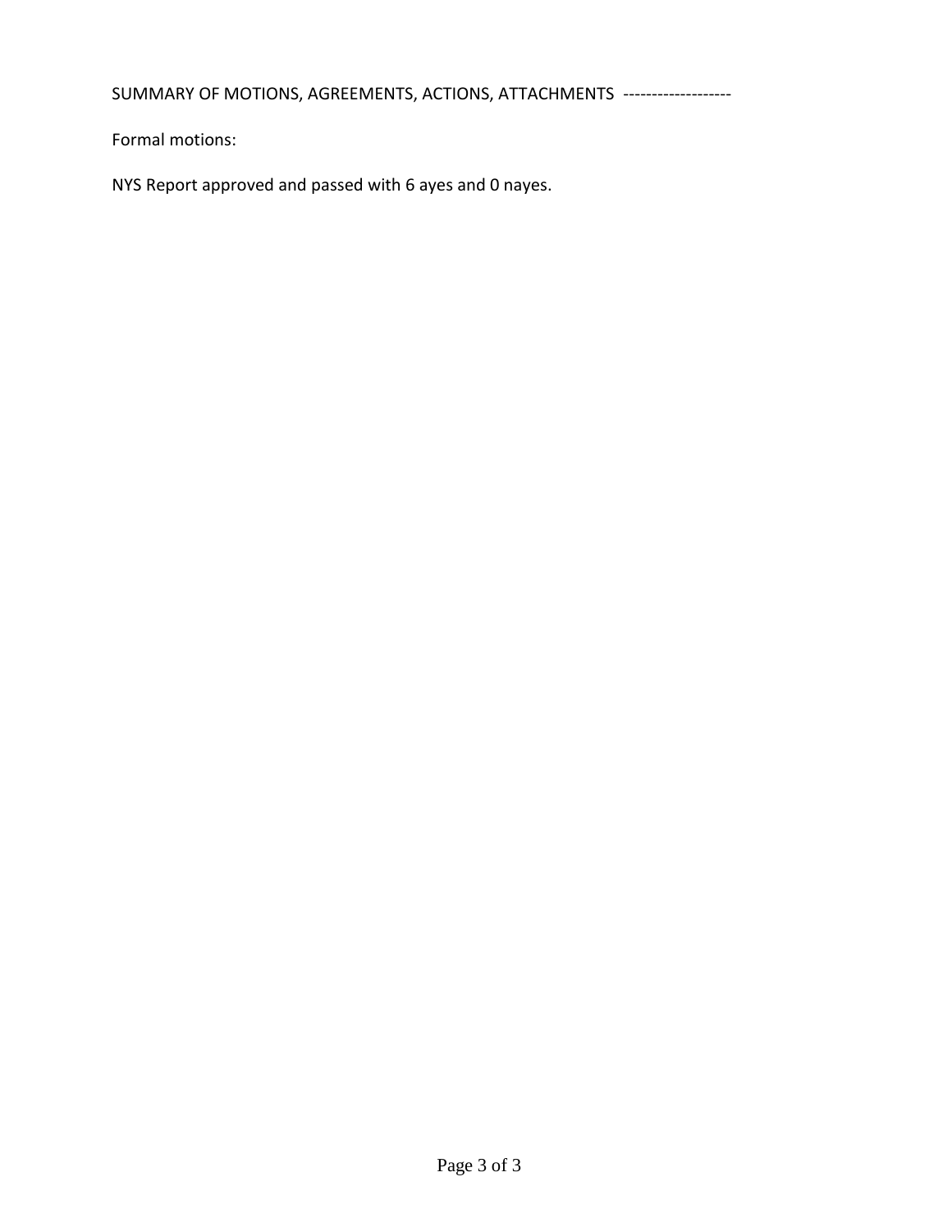SUMMARY OF MOTIONS, AGREEMENTS, ACTIONS, ATTACHMENTS -------------------

Formal motions:

NYS Report approved and passed with 6 ayes and 0 nayes.